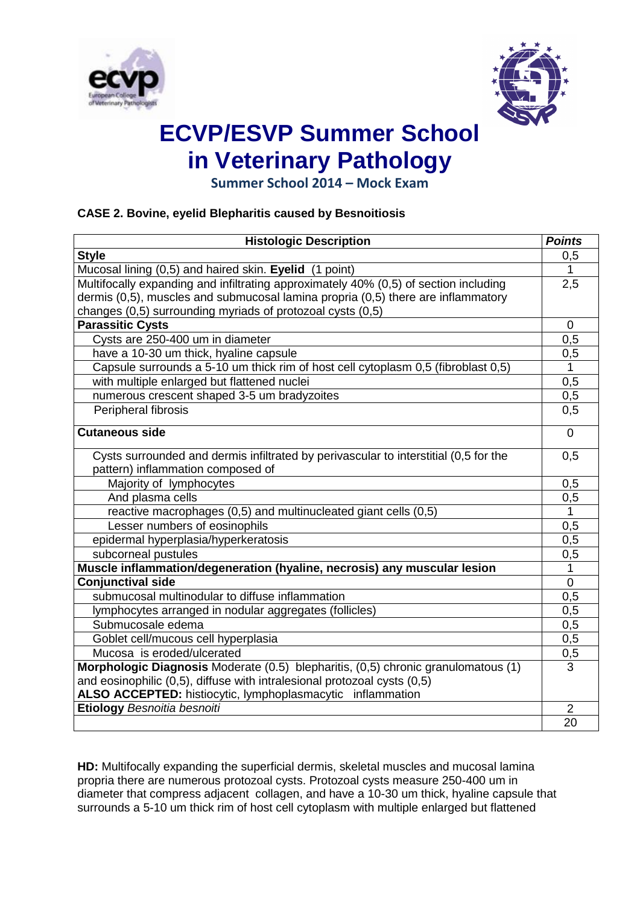# ECVP/ESVP Summer School in Veterinary Pathology

**Summer School 2014 – Mock Exam**

**CASE 2. Bovine, eyelid Blepharitis caused by Besnoitiosis**

| Histologic Description | *Points* |
|---|---|
| **Style** | 0,5 |
| Mucosal lining (0,5) and haired skin. **Eyelid** (1 point) | 1 |
| Multifocally expanding and infiltrating approximately 40% (0,5) of section including dermis (0,5), muscles and submucosal lamina propria (0,5) there are inflammatory changes (0,5) surrounding myriads of protozoal cysts (0,5) | 2,5 |
| **Parassitic Cysts** | 0 |
| Cysts are 250-400 um in diameter | 0,5 |
| have a 10-30 um thick, hyaline capsule | 0,5 |
| Capsule surrounds a 5-10 um thick rim of host cell cytoplasm 0,5 (fibroblast 0,5) | 1 |
| with multiple enlarged but flattened nuclei | 0,5 |
| numerous crescent shaped 3-5 um bradyzoites | 0,5 |
| Peripheral fibrosis | 0,5 |
| **Cutaneous side** | 0 |
| Cysts surrounded and dermis infiltrated by perivascular to interstitial (0,5 for the pattern) inflammation composed of | 0,5 |
| Majority of lymphocytes | 0,5 |
| And plasma cells | 0,5 |
| reactive macrophages (0,5) and multinucleated giant cells (0,5) | 1 |
| Lesser numbers of eosinophils | 0,5 |
| epidermal hyperplasia/hyperkeratosis | 0,5 |
| subcorneal pustules | 0,5 |
| **Muscle inflammation/degeneration (hyaline, necrosis) any muscular lesion** | 1 |
| **Conjunctival side** | 0 |
| submucosal multinodular to diffuse inflammation | 0,5 |
| lymphocytes arranged in nodular aggregates (follicles) | 0,5 |
| Submucosale edema | 0,5 |
| Goblet cell/mucous cell hyperplasia | 0,5 |
| Mucosa is eroded/ulcerated | 0,5 |
| **Morphologic Diagnosis** Moderate (0.5) blepharitis, (0,5) chronic granulomatous (1) and eosinophilic (0,5), diffuse with intralesional protozoal cysts (0,5) **ALSO ACCEPTED:** histiocytic, lymphoplasmacytic inflammation | 3 |
| **Etiology** *Besnoitia besnoiti* | 2 |
| | 20 |

**HD:** Multifocally expanding the superficial dermis, skeletal muscles and mucosal lamina propria there are numerous protozoal cysts. Protozoal cysts measure 250-400 um in diameter that compress adjacent collagen, and have a 10-30 um thick, hyaline capsule that surrounds a 5-10 um thick rim of host cell cytoplasm with multiple enlarged but flattened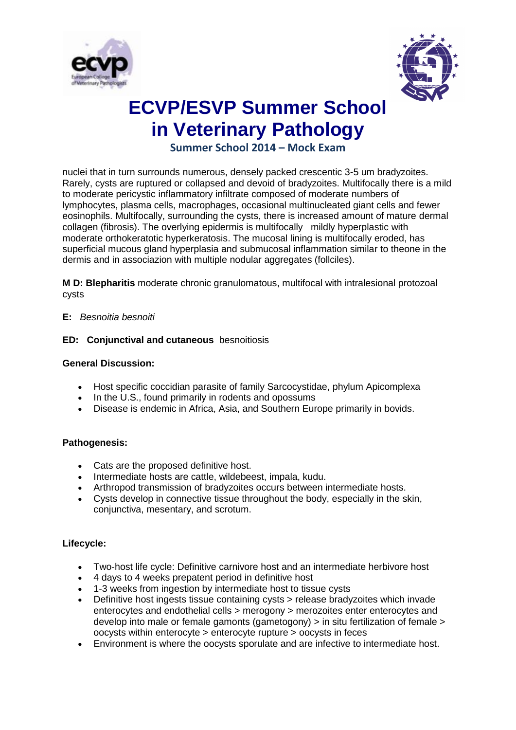nuclei that in turn surrounds numerous, densely packed crescentic 3-5 um bradyzoites. Rarely, cysts are ruptured or collapsed and devoid of bradyzoites. Multifocally there is a mild to moderate pericystic inflammatory infiltrate composed of moderate numbers of lymphocytes, plasma cells, macrophages, occasional multinucleated giant cells and fewer eosinophils. Multifocally, surrounding the cysts, there is increased amount of mature dermal collagen (fibrosis). The overlying epidermis is multifocally mildly hyperplastic with moderate orthokeratotic hyperkeratosis. The mucosal lining is multifocally eroded, has superficial mucous gland hyperplasia and submucosal inflammation similar to theone in the dermis and in associazion with multiple nodular aggregates (follciles).

**M D: Blepharitis** moderate chronic granulomatous, multifocal with intralesional protozoal cysts

**E:** *Besnoitia besnoiti*

**ED: Conjunctival and cutaneous** besnoitiosis

**General Discussion:**

- Host specific coccidian parasite of family Sarcocystidae, phylum Apicomplexa
- In the U.S., found primarily in rodents and opossums
- Disease is endemic in Africa, Asia, and Southern Europe primarily in bovids.

**Pathogenesis:**

- Cats are the proposed definitive host.
- Intermediate hosts are cattle, wildebeest, impala, kudu.
- Arthropod transmission of bradyzoites occurs between intermediate hosts.
- Cysts develop in connective tissue throughout the body, especially in the skin, conjunctiva, mesentary, and scrotum.

**Lifecycle:**

- Two-host life cycle: Definitive carnivore host and an intermediate herbivore host
- 4 days to 4 weeks prepatent period in definitive host
- 1-3 weeks from ingestion by intermediate host to tissue cysts
- Definitive host ingests tissue containing cysts > release bradyzoites which invade enterocytes and endothelial cells > merogony > merozoites enter enterocytes and develop into male or female gamonts (gametogony) > in situ fertilization of female > oocysts within enterocyte > enterocyte rupture > oocysts in feces
- Environment is where the oocysts sporulate and are infective to intermediate host.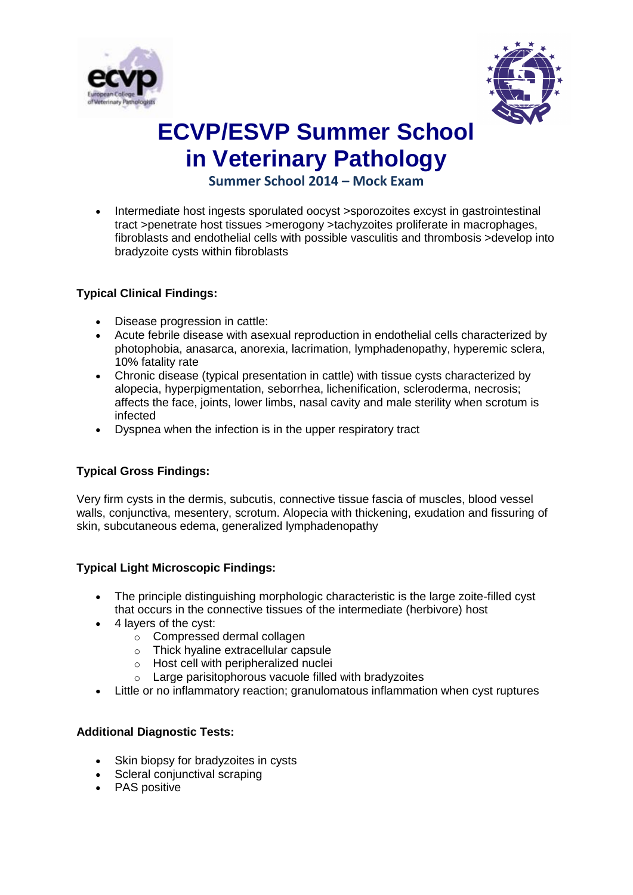- Intermediate host ingests sporulated oocyst >sporozoites excyst in gastrointestinal tract >penetrate host tissues >merogony >tachyzoites proliferate in macrophages, fibroblasts and endothelial cells with possible vasculitis and thrombosis >develop into bradyzoite cysts within fibroblasts

**Typical Clinical Findings:**

- Disease progression in cattle:
- Acute febrile disease with asexual reproduction in endothelial cells characterized by photophobia, anasarca, anorexia, lacrimation, lymphadenopathy, hyperemic sclera, 10% fatality rate
- Chronic disease (typical presentation in cattle) with tissue cysts characterized by alopecia, hyperpigmentation, seborrhea, lichenification, scleroderma, necrosis; affects the face, joints, lower limbs, nasal cavity and male sterility when scrotum is infected
- Dyspnea when the infection is in the upper respiratory tract

**Typical Gross Findings:**

Very firm cysts in the dermis, subcutis, connective tissue fascia of muscles, blood vessel walls, conjunctiva, mesentery, scrotum. Alopecia with thickening, exudation and fissuring of skin, subcutaneous edema, generalized lymphadenopathy

**Typical Light Microscopic Findings:**

- The principle distinguishing morphologic characteristic is the large zoite-filled cyst that occurs in the connective tissues of the intermediate (herbivore) host
- 4 layers of the cyst:
  - Compressed dermal collagen
  - Thick hyaline extracellular capsule
  - Host cell with peripheralized nuclei
  - Large parisitophorous vacuole filled with bradyzoites
- Little or no inflammatory reaction; granulomatous inflammation when cyst ruptures

**Additional Diagnostic Tests:**

- Skin biopsy for bradyzoites in cysts
- Scleral conjunctival scraping
- PAS positive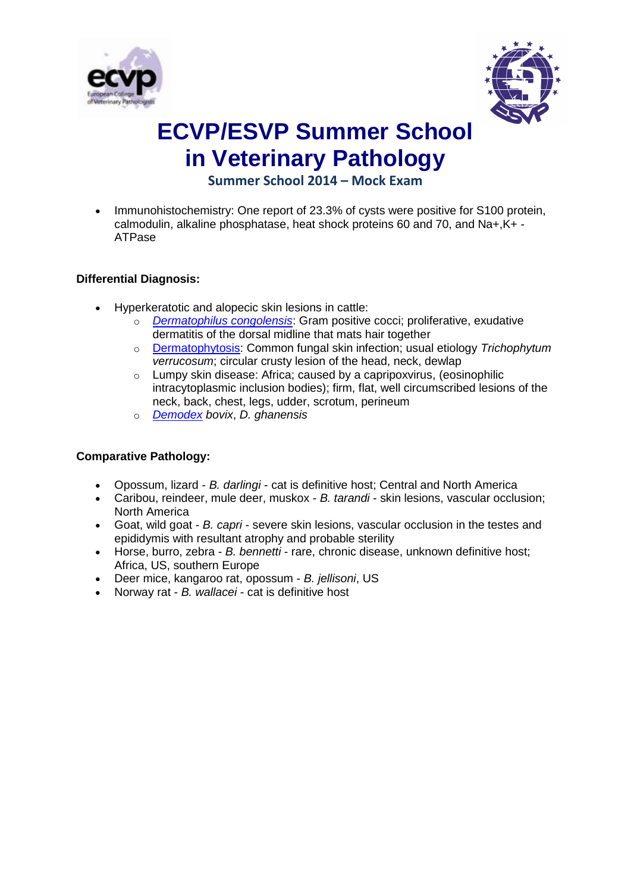# ECVP/ESVP Summer School in Veterinary Pathology

## Summer School 2014 – Mock Exam

- Immunohistochemistry: One report of 23.3% of cysts were positive for S100 protein, calmodulin, alkaline phosphatase, heat shock proteins 60 and 70, and Na+,K+ -ATPase

**Differential Diagnosis:**

- Hyperkeratotic and alopecic skin lesions in cattle:
  - *Dermatophilus congolensis*: Gram positive cocci; proliferative, exudative dermatitis of the dorsal midline that mats hair together
  - Dermatophytosis: Common fungal skin infection; usual etiology *Trichophytum verrucosum*; circular crusty lesion of the head, neck, dewlap
  - Lumpy skin disease: Africa; caused by a capripoxvirus, (eosinophilic intracytoplasmic inclusion bodies); firm, flat, well circumscribed lesions of the neck, back, chest, legs, udder, scrotum, perineum
  - *Demodex bovix*, *D. ghanensis*

**Comparative Pathology:**

- Opossum, lizard - *B. darlingi* - cat is definitive host; Central and North America
- Caribou, reindeer, mule deer, muskox - *B. tarandi* - skin lesions, vascular occlusion; North America
- Goat, wild goat - *B. capri* - severe skin lesions, vascular occlusion in the testes and epididymis with resultant atrophy and probable sterility
- Horse, burro, zebra - *B. bennetti* - rare, chronic disease, unknown definitive host; Africa, US, southern Europe
- Deer mice, kangaroo rat, opossum - *B. jellisoni*, US
- Norway rat - *B. wallacei* - cat is definitive host